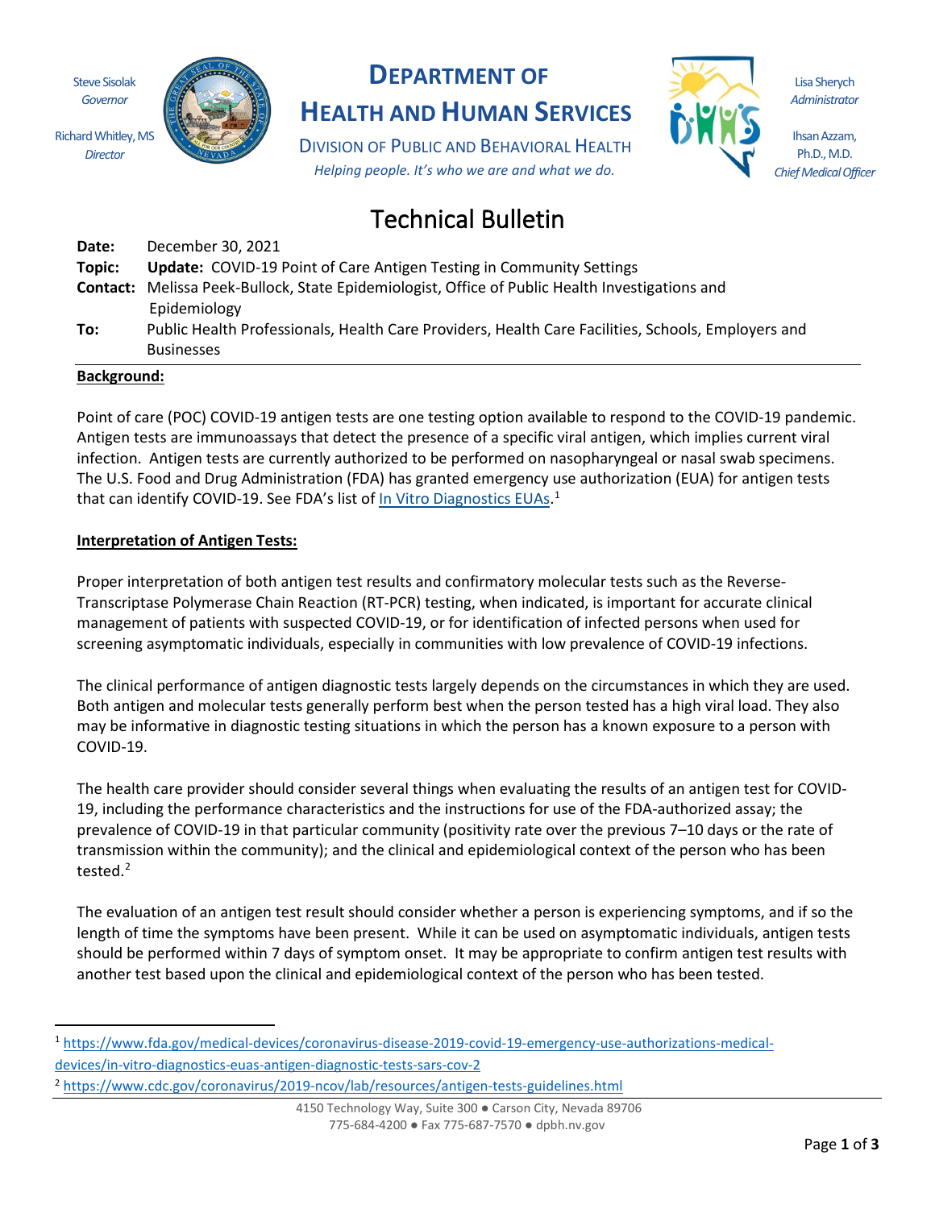Steve Sisolak
*Governor*

Richard Whitley, MS
*Director*

# DEPARTMENT OF HEALTH AND HUMAN SERVICES

DIVISION OF PUBLIC AND BEHAVIORAL HEALTH

*Helping people. It's who we are and what we do.*

Lisa Sherych
*Administrator*

Ihsan Azzam, Ph.D., M.D.
*Chief Medical Officer*

## Technical Bulletin

**Date:** December 30, 2021
**Topic:** **Update:** COVID-19 Point of Care Antigen Testing in Community Settings
**Contact:** Melissa Peek-Bullock, State Epidemiologist, Office of Public Health Investigations and Epidemiology
**To:** Public Health Professionals, Health Care Providers, Health Care Facilities, Schools, Employers and Businesses

**Background:**

Point of care (POC) COVID-19 antigen tests are one testing option available to respond to the COVID-19 pandemic. Antigen tests are immunoassays that detect the presence of a specific viral antigen, which implies current viral infection. Antigen tests are currently authorized to be performed on nasopharyngeal or nasal swab specimens. The U.S. Food and Drug Administration (FDA) has granted emergency use authorization (EUA) for antigen tests that can identify COVID-19. See FDA's list of In Vitro Diagnostics EUAs.[1]

**Interpretation of Antigen Tests:**

Proper interpretation of both antigen test results and confirmatory molecular tests such as the Reverse-Transcriptase Polymerase Chain Reaction (RT-PCR) testing, when indicated, is important for accurate clinical management of patients with suspected COVID-19, or for identification of infected persons when used for screening asymptomatic individuals, especially in communities with low prevalence of COVID-19 infections.

The clinical performance of antigen diagnostic tests largely depends on the circumstances in which they are used. Both antigen and molecular tests generally perform best when the person tested has a high viral load. They also may be informative in diagnostic testing situations in which the person has a known exposure to a person with COVID-19.

The health care provider should consider several things when evaluating the results of an antigen test for COVID-19, including the performance characteristics and the instructions for use of the FDA-authorized assay; the prevalence of COVID-19 in that particular community (positivity rate over the previous 7–10 days or the rate of transmission within the community); and the clinical and epidemiological context of the person who has been tested.[2]

The evaluation of an antigen test result should consider whether a person is experiencing symptoms, and if so the length of time the symptoms have been present. While it can be used on asymptomatic individuals, antigen tests should be performed within 7 days of symptom onset. It may be appropriate to confirm antigen test results with another test based upon the clinical and epidemiological context of the person who has been tested.

---

[1] https://www.fda.gov/medical-devices/coronavirus-disease-2019-covid-19-emergency-use-authorizations-medical-devices/in-vitro-diagnostics-euas-antigen-diagnostic-tests-sars-cov-2

[2] https://www.cdc.gov/coronavirus/2019-ncov/lab/resources/antigen-tests-guidelines.html

4150 Technology Way, Suite 300 ● Carson City, Nevada 89706
775-684-4200 ● Fax 775-687-7570 ● dpbh.nv.gov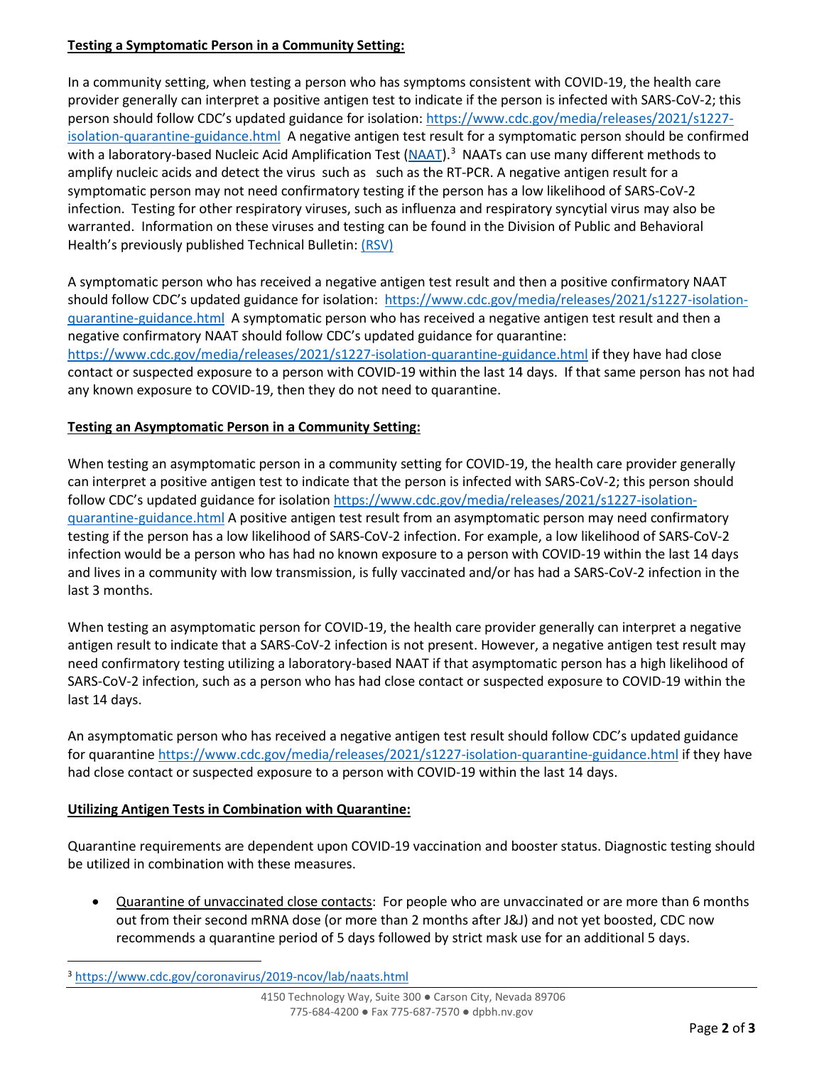**Testing a Symptomatic Person in a Community Setting:**

In a community setting, when testing a person who has symptoms consistent with COVID-19, the health care provider generally can interpret a positive antigen test to indicate if the person is infected with SARS-CoV-2; this person should follow CDC's updated guidance for isolation: https://www.cdc.gov/media/releases/2021/s1227-isolation-quarantine-guidance.html A negative antigen test result for a symptomatic person should be confirmed with a laboratory-based Nucleic Acid Amplification Test (NAAT).[3] NAATs can use many different methods to amplify nucleic acids and detect the virus such as such as the RT-PCR. A negative antigen result for a symptomatic person may not need confirmatory testing if the person has a low likelihood of SARS-CoV-2 infection. Testing for other respiratory viruses, such as influenza and respiratory syncytial virus may also be warranted. Information on these viruses and testing can be found in the Division of Public and Behavioral Health's previously published Technical Bulletin: (RSV)

A symptomatic person who has received a negative antigen test result and then a positive confirmatory NAAT should follow CDC's updated guidance for isolation: https://www.cdc.gov/media/releases/2021/s1227-isolation-quarantine-guidance.html A symptomatic person who has received a negative antigen test result and then a negative confirmatory NAAT should follow CDC's updated guidance for quarantine: https://www.cdc.gov/media/releases/2021/s1227-isolation-quarantine-guidance.html if they have had close contact or suspected exposure to a person with COVID-19 within the last 14 days. If that same person has not had any known exposure to COVID-19, then they do not need to quarantine.

**Testing an Asymptomatic Person in a Community Setting:**

When testing an asymptomatic person in a community setting for COVID-19, the health care provider generally can interpret a positive antigen test to indicate that the person is infected with SARS-CoV-2; this person should follow CDC's updated guidance for isolation https://www.cdc.gov/media/releases/2021/s1227-isolation-quarantine-guidance.html A positive antigen test result from an asymptomatic person may need confirmatory testing if the person has a low likelihood of SARS-CoV-2 infection. For example, a low likelihood of SARS-CoV-2 infection would be a person who has had no known exposure to a person with COVID-19 within the last 14 days and lives in a community with low transmission, is fully vaccinated and/or has had a SARS-CoV-2 infection in the last 3 months.

When testing an asymptomatic person for COVID-19, the health care provider generally can interpret a negative antigen result to indicate that a SARS-CoV-2 infection is not present. However, a negative antigen test result may need confirmatory testing utilizing a laboratory-based NAAT if that asymptomatic person has a high likelihood of SARS-CoV-2 infection, such as a person who has had close contact or suspected exposure to COVID-19 within the last 14 days.

An asymptomatic person who has received a negative antigen test result should follow CDC's updated guidance for quarantine https://www.cdc.gov/media/releases/2021/s1227-isolation-quarantine-guidance.html if they have had close contact or suspected exposure to a person with COVID-19 within the last 14 days.

**Utilizing Antigen Tests in Combination with Quarantine:**

Quarantine requirements are dependent upon COVID-19 vaccination and booster status. Diagnostic testing should be utilized in combination with these measures.

- Quarantine of unvaccinated close contacts: For people who are unvaccinated or are more than 6 months out from their second mRNA dose (or more than 2 months after J&J) and not yet boosted, CDC now recommends a quarantine period of 5 days followed by strict mask use for an additional 5 days.

[3] https://www.cdc.gov/coronavirus/2019-ncov/lab/naats.html

4150 Technology Way, Suite 300 ● Carson City, Nevada 89706
775-684-4200 ● Fax 775-687-7570 ● dpbh.nv.gov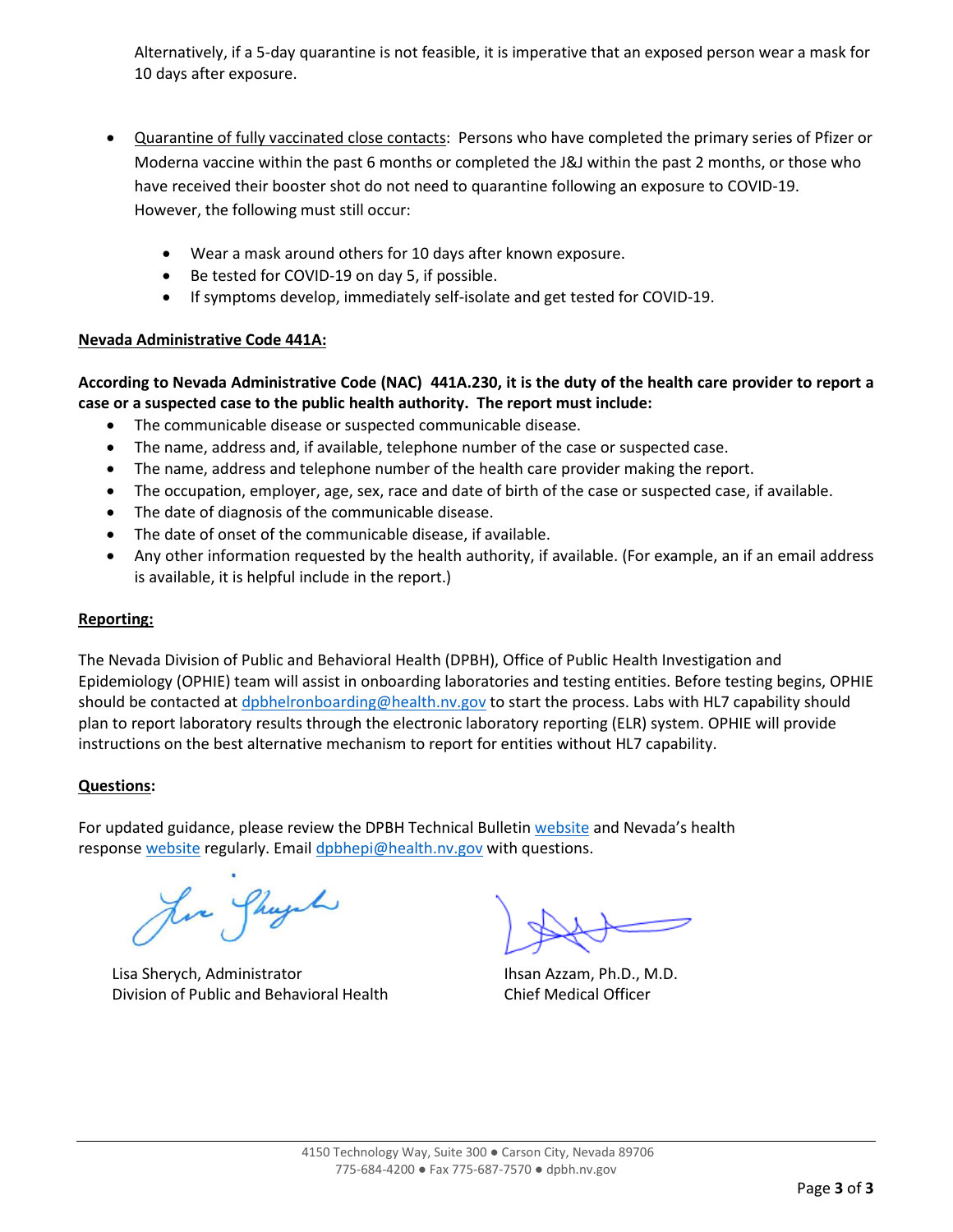Alternatively, if a 5-day quarantine is not feasible, it is imperative that an exposed person wear a mask for 10 days after exposure.

- Quarantine of fully vaccinated close contacts: Persons who have completed the primary series of Pfizer or Moderna vaccine within the past 6 months or completed the J&J within the past 2 months, or those who have received their booster shot do not need to quarantine following an exposure to COVID-19. However, the following must still occur:
  - Wear a mask around others for 10 days after known exposure.
  - Be tested for COVID-19 on day 5, if possible.
  - If symptoms develop, immediately self-isolate and get tested for COVID-19.

## Nevada Administrative Code 441A:

**According to Nevada Administrative Code (NAC) 441A.230, it is the duty of the health care provider to report a case or a suspected case to the public health authority. The report must include:**

- The communicable disease or suspected communicable disease.
- The name, address and, if available, telephone number of the case or suspected case.
- The name, address and telephone number of the health care provider making the report.
- The occupation, employer, age, sex, race and date of birth of the case or suspected case, if available.
- The date of diagnosis of the communicable disease.
- The date of onset of the communicable disease, if available.
- Any other information requested by the health authority, if available. (For example, an if an email address is available, it is helpful include in the report.)

## Reporting:

The Nevada Division of Public and Behavioral Health (DPBH), Office of Public Health Investigation and Epidemiology (OPHIE) team will assist in onboarding laboratories and testing entities. Before testing begins, OPHIE should be contacted at dpbhelronboarding@health.nv.gov to start the process. Labs with HL7 capability should plan to report laboratory results through the electronic laboratory reporting (ELR) system. OPHIE will provide instructions on the best alternative mechanism to report for entities without HL7 capability.

## Questions:

For updated guidance, please review the DPBH Technical Bulletin website and Nevada's health response website regularly. Email dpbhepi@health.nv.gov with questions.

Lisa Sherych, Administrator
Division of Public and Behavioral Health

Ihsan Azzam, Ph.D., M.D.
Chief Medical Officer

4150 Technology Way, Suite 300 ● Carson City, Nevada 89706
775-684-4200 ● Fax 775-687-7570 ● dpbh.nv.gov